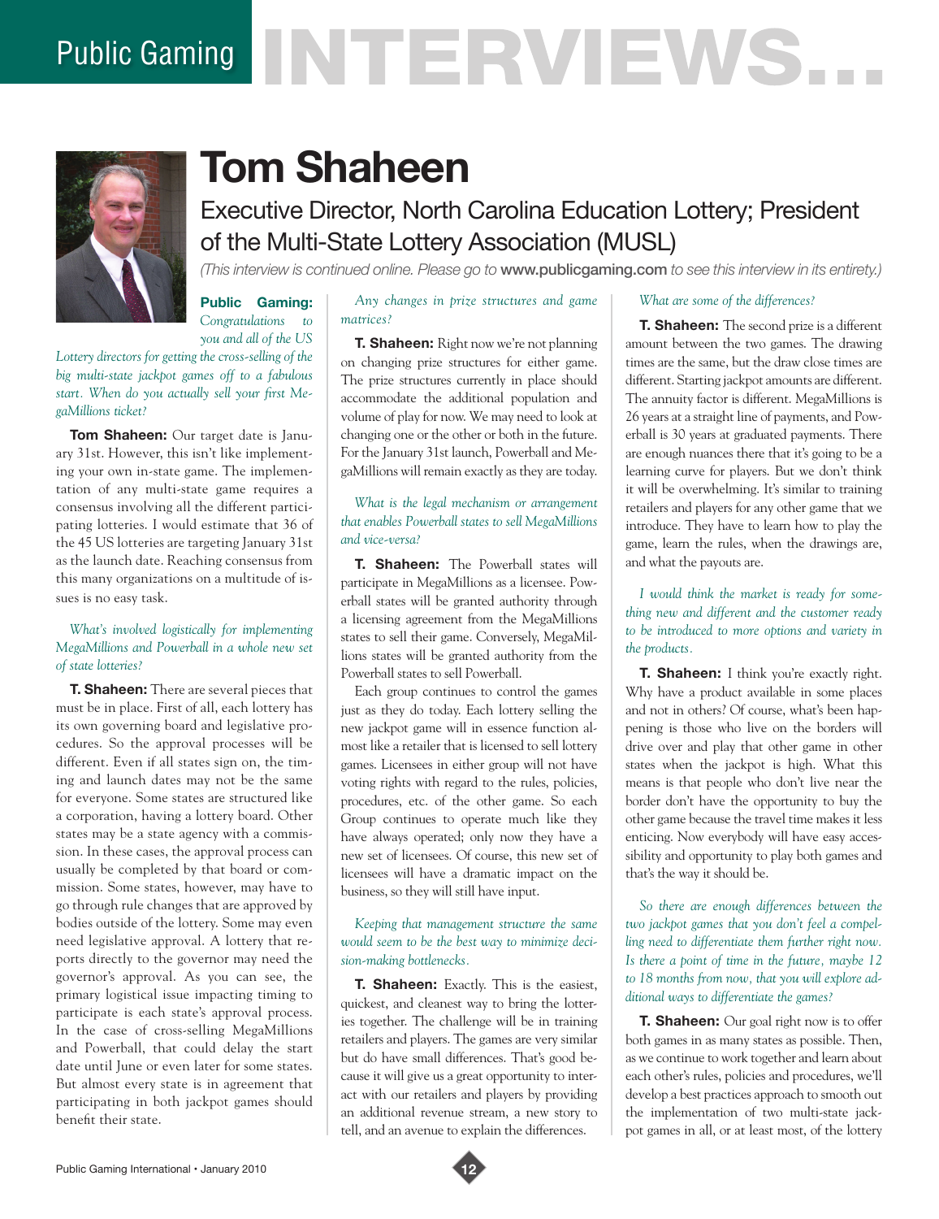# Public Gaming INTERVIEWS...

# Tom Shaheen

## Executive Director, North Carolina Education Lottery; President of the Multi-State Lottery Association (MUSL)

*(This interview is continued online. Please go to* **www.publicgaming.com** *to see this interview in its entirety.)*

**Public Gaming:** *Congratulations to you and all of the US Lottery directors for getting the cross-selling of the big multi-state jackpot games off to a fabulous start. When do you actually sell your first MegaMillions ticket?*

**Tom Shaheen:** Our target date is January 31st. However, this isn't like implementing your own in-state game. The implementation of any multi-state game requires a consensus involving all the different participating lotteries. I would estimate that 36 of the 45 US lotteries are targeting January 31st as the launch date. Reaching consensus from this many organizations on a multitude of issues is no easy task.

*What's involved logistically for implementing MegaMillions and Powerball in a whole new set of state lotteries?*

**T. Shaheen:** There are several pieces that must be in place. First of all, each lottery has its own governing board and legislative procedures. So the approval processes will be different. Even if all states sign on, the timing and launch dates may not be the same for everyone. Some states are structured like a corporation, having a lottery board. Other states may be a state agency with a commission. In these cases, the approval process can usually be completed by that board or commission. Some states, however, may have to go through rule changes that are approved by bodies outside of the lottery. Some may even need legislative approval. A lottery that reports directly to the governor may need the governor's approval. As you can see, the primary logistical issue impacting timing to participate is each state's approval process. In the case of cross-selling MegaMillions and Powerball, that could delay the start date until June or even later for some states. But almost every state is in agreement that participating in both jackpot games should benefit their state.

*Any changes in prize structures and game matrices?*

**T. Shaheen:** Right now we're not planning on changing prize structures for either game. The prize structures currently in place should accommodate the additional population and volume of play for now. We may need to look at changing one or the other or both in the future. For the January 31st launch, Powerball and MegaMillions will remain exactly as they are today.

*What is the legal mechanism or arrangement that enables Powerball states to sell MegaMillions and vice-versa?*

**T. Shaheen:** The Powerball states will participate in MegaMillions as a licensee. Powerball states will be granted authority through a licensing agreement from the MegaMillions states to sell their game. Conversely, MegaMillions states will be granted authority from the Powerball states to sell Powerball.

Each group continues to control the games just as they do today. Each lottery selling the new jackpot game will in essence function almost like a retailer that is licensed to sell lottery games. Licensees in either group will not have voting rights with regard to the rules, policies, procedures, etc. of the other game. So each Group continues to operate much like they have always operated; only now they have a new set of licensees. Of course, this new set of licensees will have a dramatic impact on the business, so they will still have input.

*Keeping that management structure the same would seem to be the best way to minimize decision-making bottlenecks.*

**T. Shaheen:** Exactly. This is the easiest, quickest, and cleanest way to bring the lotteries together. The challenge will be in training retailers and players. The games are very similar but do have small differences. That's good because it will give us a great opportunity to interact with our retailers and players by providing an additional revenue stream, a new story to tell, and an avenue to explain the differences.

*What are some of the differences?*

**T. Shaheen:** The second prize is a different amount between the two games. The drawing times are the same, but the draw close times are different. Starting jackpot amounts are different. The annuity factor is different. MegaMillions is 26 years at a straight line of payments, and Powerball is 30 years at graduated payments. There are enough nuances there that it's going to be a learning curve for players. But we don't think it will be overwhelming. It's similar to training retailers and players for any other game that we introduce. They have to learn how to play the game, learn the rules, when the drawings are, and what the payouts are.

*I would think the market is ready for something new and different and the customer ready to be introduced to more options and variety in the products.*

**T. Shaheen:** I think you're exactly right. Why have a product available in some places and not in others? Of course, what's been happening is those who live on the borders will drive over and play that other game in other states when the jackpot is high. What this means is that people who don't live near the border don't have the opportunity to buy the other game because the travel time makes it less enticing. Now everybody will have easy accessibility and opportunity to play both games and that's the way it should be.

*So there are enough differences between the two jackpot games that you don't feel a compelling need to differentiate them further right now. Is there a point of time in the future, maybe 12 to 18 months from now, that you will explore additional ways to differentiate the games?*

**T. Shaheen:** Our goal right now is to offer both games in as many states as possible. Then, as we continue to work together and learn about each other's rules, policies and procedures, we'll develop a best practices approach to smooth out the implementation of two multi-state jackpot games in all, or at least most, of the lottery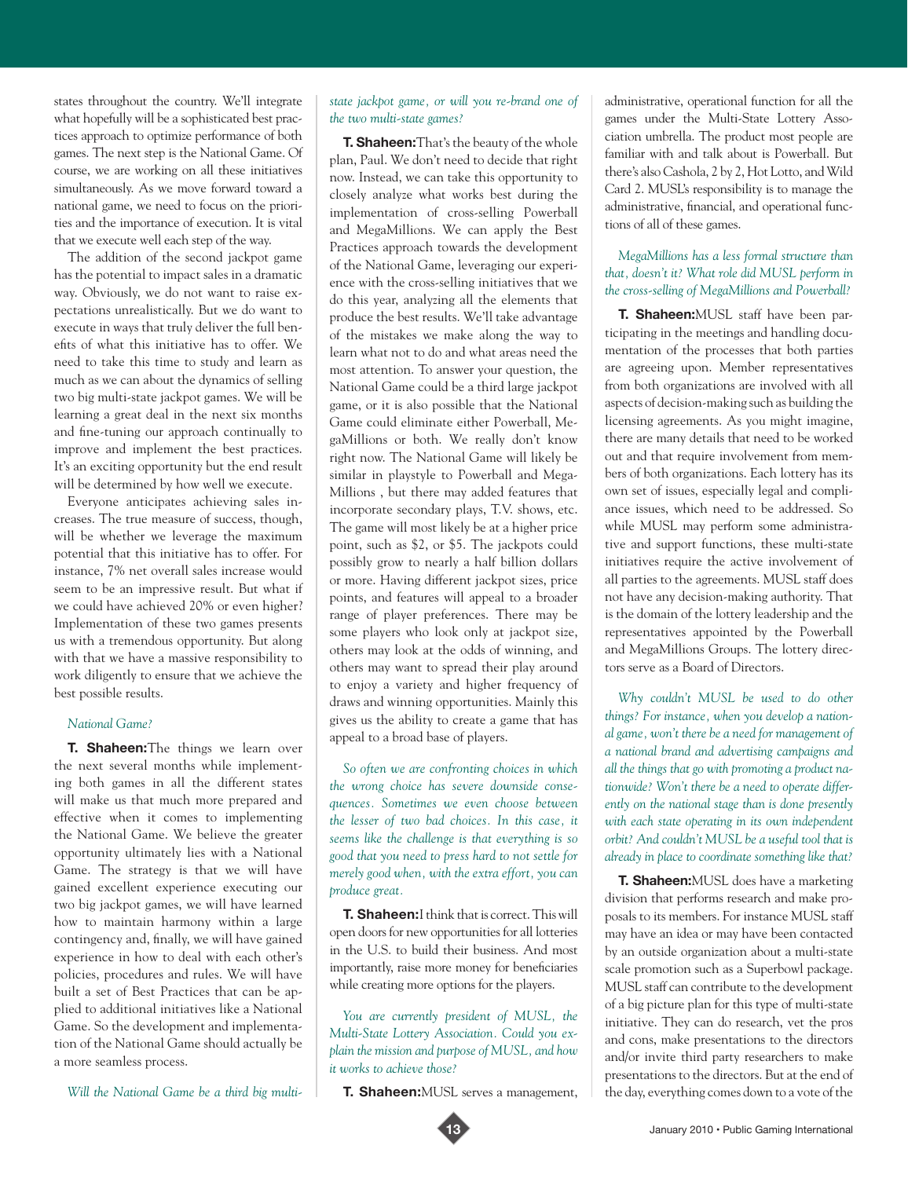states throughout the country. We'll integrate what hopefully will be a sophisticated best practices approach to optimize performance of both games. The next step is the National Game. Of course, we are working on all these initiatives simultaneously. As we move forward toward a national game, we need to focus on the priorities and the importance of execution. It is vital that we execute well each step of the way.

The addition of the second jackpot game has the potential to impact sales in a dramatic way. Obviously, we do not want to raise expectations unrealistically. But we do want to execute in ways that truly deliver the full benefits of what this initiative has to offer. We need to take this time to study and learn as much as we can about the dynamics of selling two big multi-state jackpot games. We will be learning a great deal in the next six months and fine-tuning our approach continually to improve and implement the best practices. It's an exciting opportunity but the end result will be determined by how well we execute.

Everyone anticipates achieving sales increases. The true measure of success, though, will be whether we leverage the maximum potential that this initiative has to offer. For instance, 7% net overall sales increase would seem to be an impressive result. But what if we could have achieved 20% or even higher? Implementation of these two games presents us with a tremendous opportunity. But along with that we have a massive responsibility to work diligently to ensure that we achieve the best possible results.

*National Game?*

**T. Shaheen:** The things we learn over the next several months while implementing both games in all the different states will make us that much more prepared and effective when it comes to implementing the National Game. We believe the greater opportunity ultimately lies with a National Game. The strategy is that we will have gained excellent experience executing our two big jackpot games, we will have learned how to maintain harmony within a large contingency and, finally, we will have gained experience in how to deal with each other's policies, procedures and rules. We will have built a set of Best Practices that can be applied to additional initiatives like a National Game. So the development and implementation of the National Game should actually be a more seamless process.

*Will the National Game be a third big multi-state jackpot game, or will you re-brand one of the two multi-state games?*

**T. Shaheen:** That's the beauty of the whole plan, Paul. We don't need to decide that right now. Instead, we can take this opportunity to closely analyze what works best during the implementation of cross-selling Powerball and MegaMillions. We can apply the Best Practices approach towards the development of the National Game, leveraging our experience with the cross-selling initiatives that we do this year, analyzing all the elements that produce the best results. We'll take advantage of the mistakes we make along the way to learn what not to do and what areas need the most attention. To answer your question, the National Game could be a third large jackpot game, or it is also possible that the National Game could eliminate either Powerball, MegaMillions or both. We really don't know right now. The National Game will likely be similar in playstyle to Powerball and MegaMillions , but there may added features that incorporate secondary plays, T.V. shows, etc. The game will most likely be at a higher price point, such as $2, or $5. The jackpots could possibly grow to nearly a half billion dollars or more. Having different jackpot sizes, price points, and features will appeal to a broader range of player preferences. There may be some players who look only at jackpot size, others may look at the odds of winning, and others may want to spread their play around to enjoy a variety and higher frequency of draws and winning opportunities. Mainly this gives us the ability to create a game that has appeal to a broad base of players.

*So often we are confronting choices in which the wrong choice has severe downside consequences. Sometimes we even choose between the lesser of two bad choices. In this case, it seems like the challenge is that everything is so good that you need to press hard to not settle for merely good when, with the extra effort, you can produce great.*

**T. Shaheen:** I think that is correct. This will open doors for new opportunities for all lotteries in the U.S. to build their business. And most importantly, raise more money for beneficiaries while creating more options for the players.

*You are currently president of MUSL, the Multi-State Lottery Association. Could you explain the mission and purpose of MUSL, and how it works to achieve those?*

**T. Shaheen:** MUSL serves a management, administrative, operational function for all the games under the Multi-State Lottery Association umbrella. The product most people are familiar with and talk about is Powerball. But there's also Cashola, 2 by 2, Hot Lotto, and Wild Card 2. MUSL's responsibility is to manage the administrative, financial, and operational functions of all of these games.

*MegaMillions has a less formal structure than that, doesn't it? What role did MUSL perform in the cross-selling of MegaMillions and Powerball?*

**T. Shaheen:** MUSL staff have been participating in the meetings and handling documentation of the processes that both parties are agreeing upon. Member representatives from both organizations are involved with all aspects of decision-making such as building the licensing agreements. As you might imagine, there are many details that need to be worked out and that require involvement from members of both organizations. Each lottery has its own set of issues, especially legal and compliance issues, which need to be addressed. So while MUSL may perform some administrative and support functions, these multi-state initiatives require the active involvement of all parties to the agreements. MUSL staff does not have any decision-making authority. That is the domain of the lottery leadership and the representatives appointed by the Powerball and MegaMillions Groups. The lottery directors serve as a Board of Directors.

*Why couldn't MUSL be used to do other things? For instance, when you develop a national game, won't there be a need for management of a national brand and advertising campaigns and all the things that go with promoting a product nationwide? Won't there be a need to operate differently on the national stage than is done presently with each state operating in its own independent orbit? And couldn't MUSL be a useful tool that is already in place to coordinate something like that?*

**T. Shaheen:** MUSL does have a marketing division that performs research and make proposals to its members. For instance MUSL staff may have an idea or may have been contacted by an outside organization about a multi-state scale promotion such as a Superbowl package. MUSL staff can contribute to the development of a big picture plan for this type of multi-state initiative. They can do research, vet the pros and cons, make presentations to the directors and/or invite third party researchers to make presentations to the directors. But at the end of the day, everything comes down to a vote of the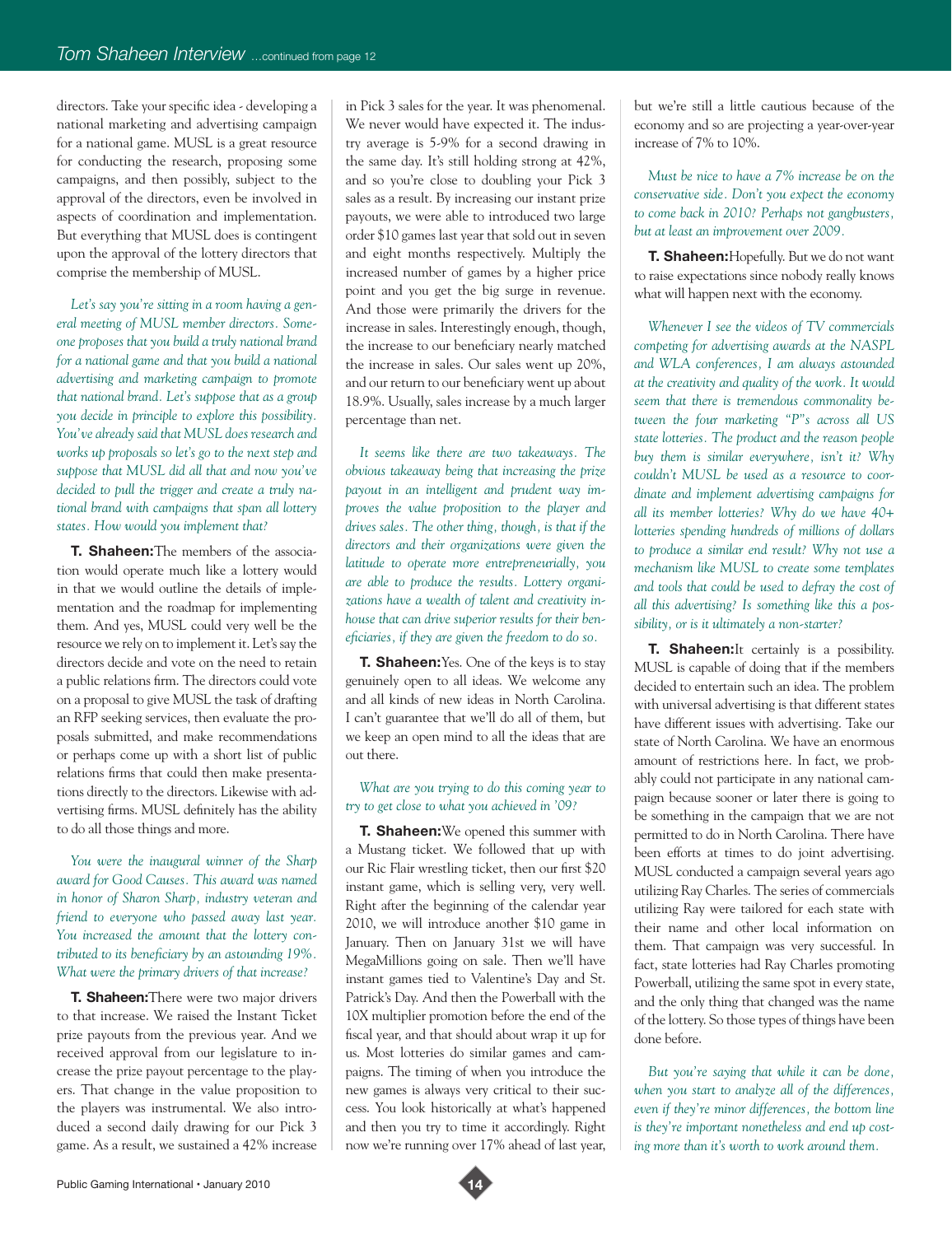directors. Take your specific idea - developing a national marketing and advertising campaign for a national game. MUSL is a great resource for conducting the research, proposing some campaigns, and then possibly, subject to the approval of the directors, even be involved in aspects of coordination and implementation. But everything that MUSL does is contingent upon the approval of the lottery directors that comprise the membership of MUSL.

*Let's say you're sitting in a room having a general meeting of MUSL member directors. Someone proposes that you build a truly national brand for a national game and that you build a national advertising and marketing campaign to promote that national brand. Let's suppose that as a group you decide in principle to explore this possibility. You've already said that MUSL does research and works up proposals so let's go to the next step and suppose that MUSL did all that and now you've decided to pull the trigger and create a truly national brand with campaigns that span all lottery states. How would you implement that?*

**T. Shaheen:** The members of the association would operate much like a lottery would in that we would outline the details of implementation and the roadmap for implementing them. And yes, MUSL could very well be the resource we rely on to implement it. Let's say the directors decide and vote on the need to retain a public relations firm. The directors could vote on a proposal to give MUSL the task of drafting an RFP seeking services, then evaluate the proposals submitted, and make recommendations or perhaps come up with a short list of public relations firms that could then make presentations directly to the directors. Likewise with advertising firms. MUSL definitely has the ability to do all those things and more.

*You were the inaugural winner of the Sharp award for Good Causes. This award was named in honor of Sharon Sharp, industry veteran and friend to everyone who passed away last year. You increased the amount that the lottery contributed to its beneficiary by an astounding 19%. What were the primary drivers of that increase?*

**T. Shaheen:** There were two major drivers to that increase. We raised the Instant Ticket prize payouts from the previous year. And we received approval from our legislature to increase the prize payout percentage to the players. That change in the value proposition to the players was instrumental. We also introduced a second daily drawing for our Pick 3 game. As a result, we sustained a 42% increase in Pick 3 sales for the year. It was phenomenal. We never would have expected it. The industry average is 5-9% for a second drawing in the same day. It's still holding strong at 42%, and so you're close to doubling your Pick 3 sales as a result. By increasing our instant prize payouts, we were able to introduced two large order $10 games last year that sold out in seven and eight months respectively. Multiply the increased number of games by a higher price point and you get the big surge in revenue. And those were primarily the drivers for the increase in sales. Interestingly enough, though, the increase to our beneficiary nearly matched the increase in sales. Our sales went up 20%, and our return to our beneficiary went up about 18.9%. Usually, sales increase by a much larger percentage than net.

*It seems like there are two takeaways. The obvious takeaway being that increasing the prize payout in an intelligent and prudent way improves the value proposition to the player and drives sales. The other thing, though, is that if the directors and their organizations were given the latitude to operate more entrepreneurially, you are able to produce the results. Lottery organizations have a wealth of talent and creativity in-house that can drive superior results for their beneficiaries, if they are given the freedom to do so.*

**T. Shaheen:** Yes. One of the keys is to stay genuinely open to all ideas. We welcome any and all kinds of new ideas in North Carolina. I can't guarantee that we'll do all of them, but we keep an open mind to all the ideas that are out there.

*What are you trying to do this coming year to try to get close to what you achieved in '09?*

**T. Shaheen:** We opened this summer with a Mustang ticket. We followed that up with our Ric Flair wrestling ticket, then our first $20 instant game, which is selling very, very well. Right after the beginning of the calendar year 2010, we will introduce another $10 game in January. Then on January 31st we will have MegaMillions going on sale. Then we'll have instant games tied to Valentine's Day and St. Patrick's Day. And then the Powerball with the 10X multiplier promotion before the end of the fiscal year, and that should about wrap it up for us. Most lotteries do similar games and campaigns. The timing of when you introduce the new games is always very critical to their success. You look historically at what's happened and then you try to time it accordingly. Right now we're running over 17% ahead of last year, but we're still a little cautious because of the economy and so are projecting a year-over-year increase of 7% to 10%.

*Must be nice to have a 7% increase be on the conservative side. Don't you expect the economy to come back in 2010? Perhaps not gangbusters, but at least an improvement over 2009.*

**T. Shaheen:** Hopefully. But we do not want to raise expectations since nobody really knows what will happen next with the economy.

*Whenever I see the videos of TV commercials competing for advertising awards at the NASPL and WLA conferences, I am always astounded at the creativity and quality of the work. It would seem that there is tremendous commonality between the four marketing "P"s across all US state lotteries. The product and the reason people buy them is similar everywhere, isn't it? Why couldn't MUSL be used as a resource to coordinate and implement advertising campaigns for all its member lotteries? Why do we have 40+ lotteries spending hundreds of millions of dollars to produce a similar end result? Why not use a mechanism like MUSL to create some templates and tools that could be used to defray the cost of all this advertising? Is something like this a possibility, or is it ultimately a non-starter?*

**T. Shaheen:** It certainly is a possibility. MUSL is capable of doing that if the members decided to entertain such an idea. The problem with universal advertising is that different states have different issues with advertising. Take our state of North Carolina. We have an enormous amount of restrictions here. In fact, we probably could not participate in any national campaign because sooner or later there is going to be something in the campaign that we are not permitted to do in North Carolina. There have been efforts at times to do joint advertising. MUSL conducted a campaign several years ago utilizing Ray Charles. The series of commercials utilizing Ray were tailored for each state with their name and other local information on them. That campaign was very successful. In fact, state lotteries had Ray Charles promoting Powerball, utilizing the same spot in every state, and the only thing that changed was the name of the lottery. So those types of things have been done before.

*But you're saying that while it can be done, when you start to analyze all of the differences, even if they're minor differences, the bottom line is they're important nonetheless and end up costing more than it's worth to work around them.*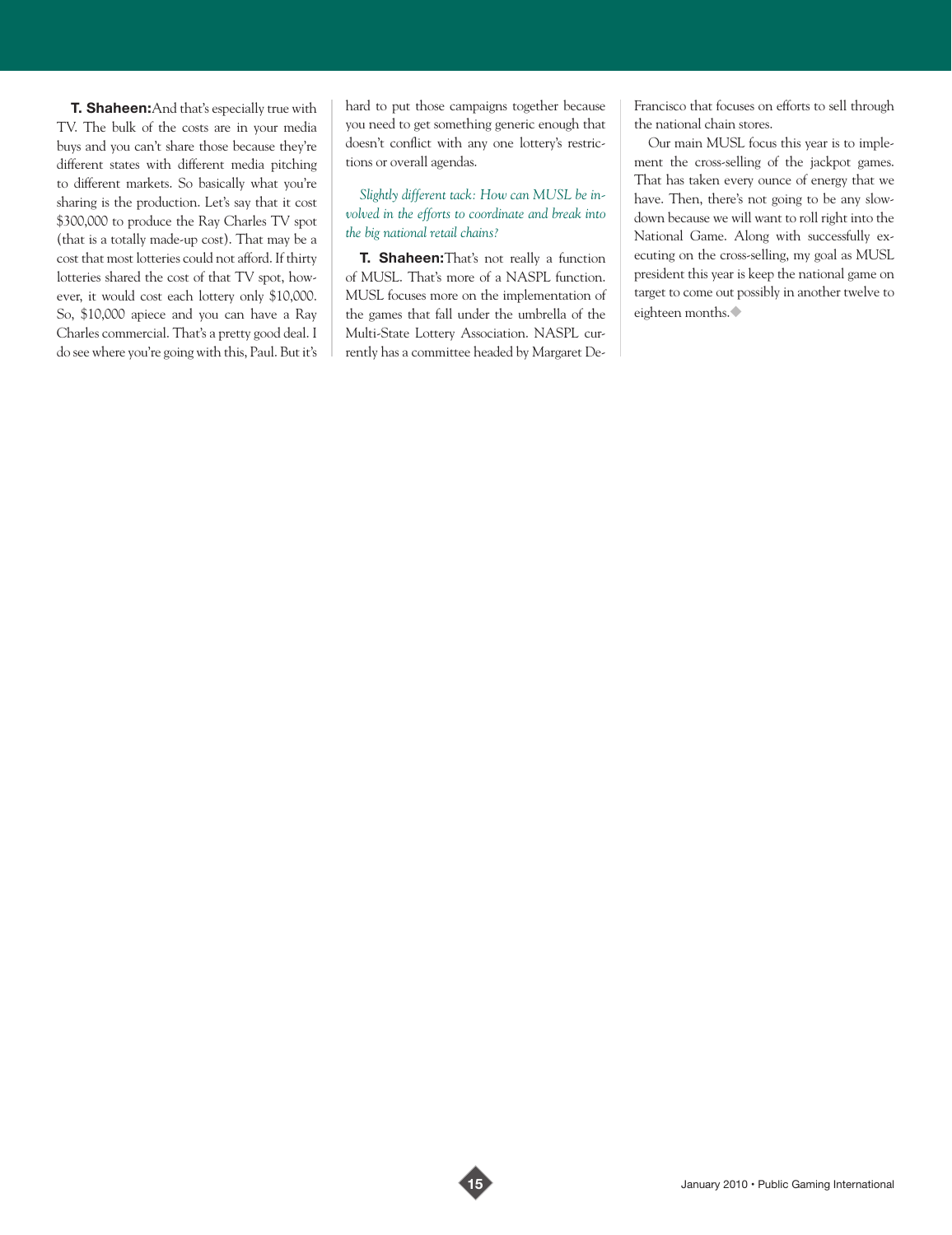**T. Shaheen:** And that's especially true with TV. The bulk of the costs are in your media buys and you can't share those because they're different states with different media pitching to different markets. So basically what you're sharing is the production. Let's say that it cost $300,000 to produce the Ray Charles TV spot (that is a totally made-up cost). That may be a cost that most lotteries could not afford. If thirty lotteries shared the cost of that TV spot, however, it would cost each lottery only $10,000. So, $10,000 apiece and you can have a Ray Charles commercial. That's a pretty good deal. I do see where you're going with this, Paul. But it's hard to put those campaigns together because you need to get something generic enough that doesn't conflict with any one lottery's restrictions or overall agendas.

*Slightly different tack: How can MUSL be involved in the efforts to coordinate and break into the big national retail chains?*

**T. Shaheen:** That's not really a function of MUSL. That's more of a NASPL function. MUSL focuses more on the implementation of the games that fall under the umbrella of the Multi-State Lottery Association. NASPL currently has a committee headed by Margaret DeFrancisco that focuses on efforts to sell through the national chain stores.

Our main MUSL focus this year is to implement the cross-selling of the jackpot games. That has taken every ounce of energy that we have. Then, there's not going to be any slowdown because we will want to roll right into the National Game. Along with successfully executing on the cross-selling, my goal as MUSL president this year is keep the national game on target to come out possibly in another twelve to eighteen months.◆